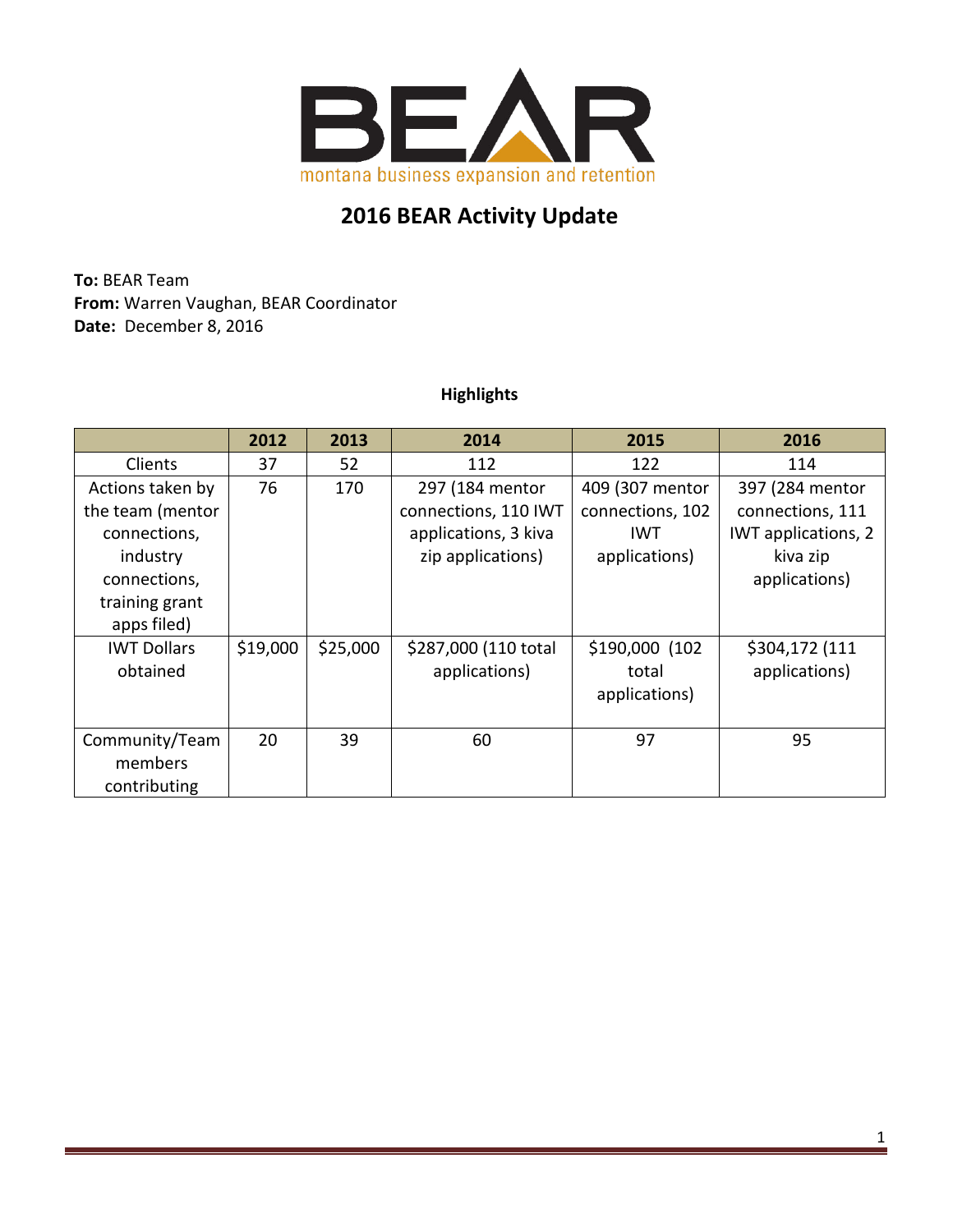# 2016 BEAR Activity Update

**To:** BEAR Team
**From:** Warren Vaughan, BEAR Coordinator
**Date:** December 8, 2016

### Highlights

| | 2012 | 2013 | 2014 | 2015 | 2016 |
|---|---|---|---|---|---|
| Clients | 37 | 52 | 112 | 122 | 114 |
| Actions taken by the team (mentor connections, industry connections, training grant apps filed) | 76 | 170 | 297 (184 mentor connections, 110 IWT applications, 3 kiva zip applications) | 409 (307 mentor connections, 102 IWT applications) | 397 (284 mentor connections, 111 IWT applications, 2 kiva zip applications) |
| IWT Dollars obtained | $19,000 | $25,000 | $287,000 (110 total applications) | $190,000 (102 total applications) | $304,172 (111 applications) |
| Community/Team members contributing | 20 | 39 | 60 | 97 | 95 |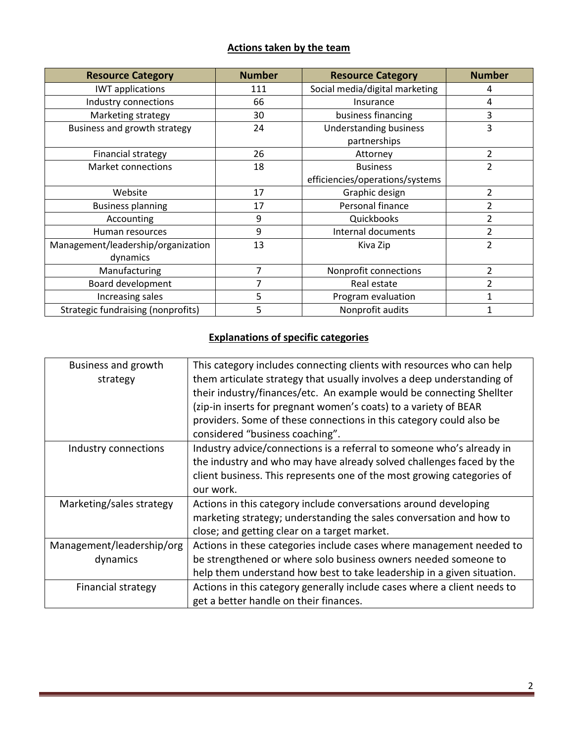## Actions taken by the team

| Resource Category | Number | Resource Category | Number |
|---|---|---|---|
| IWT applications | 111 | Social media/digital marketing | 4 |
| Industry connections | 66 | Insurance | 4 |
| Marketing strategy | 30 | business financing | 3 |
| Business and growth strategy | 24 | Understanding business partnerships | 3 |
| Financial strategy | 26 | Attorney | 2 |
| Market connections | 18 | Business efficiencies/operations/systems | 2 |
| Website | 17 | Graphic design | 2 |
| Business planning | 17 | Personal finance | 2 |
| Accounting | 9 | Quickbooks | 2 |
| Human resources | 9 | Internal documents | 2 |
| Management/leadership/organization dynamics | 13 | Kiva Zip | 2 |
| Manufacturing | 7 | Nonprofit connections | 2 |
| Board development | 7 | Real estate | 2 |
| Increasing sales | 5 | Program evaluation | 1 |
| Strategic fundraising (nonprofits) | 5 | Nonprofit audits | 1 |

## Explanations of specific categories

| | |
|---|---|
| Business and growth strategy | This category includes connecting clients with resources who can help them articulate strategy that usually involves a deep understanding of their industry/finances/etc. An example would be connecting Shellter (zip-in inserts for pregnant women's coats) to a variety of BEAR providers. Some of these connections in this category could also be considered "business coaching". |
| Industry connections | Industry advice/connections is a referral to someone who's already in the industry and who may have already solved challenges faced by the client business. This represents one of the most growing categories of our work. |
| Marketing/sales strategy | Actions in this category include conversations around developing marketing strategy; understanding the sales conversation and how to close; and getting clear on a target market. |
| Management/leadership/org dynamics | Actions in these categories include cases where management needed to be strengthened or where solo business owners needed someone to help them understand how best to take leadership in a given situation. |
| Financial strategy | Actions in this category generally include cases where a client needs to get a better handle on their finances. |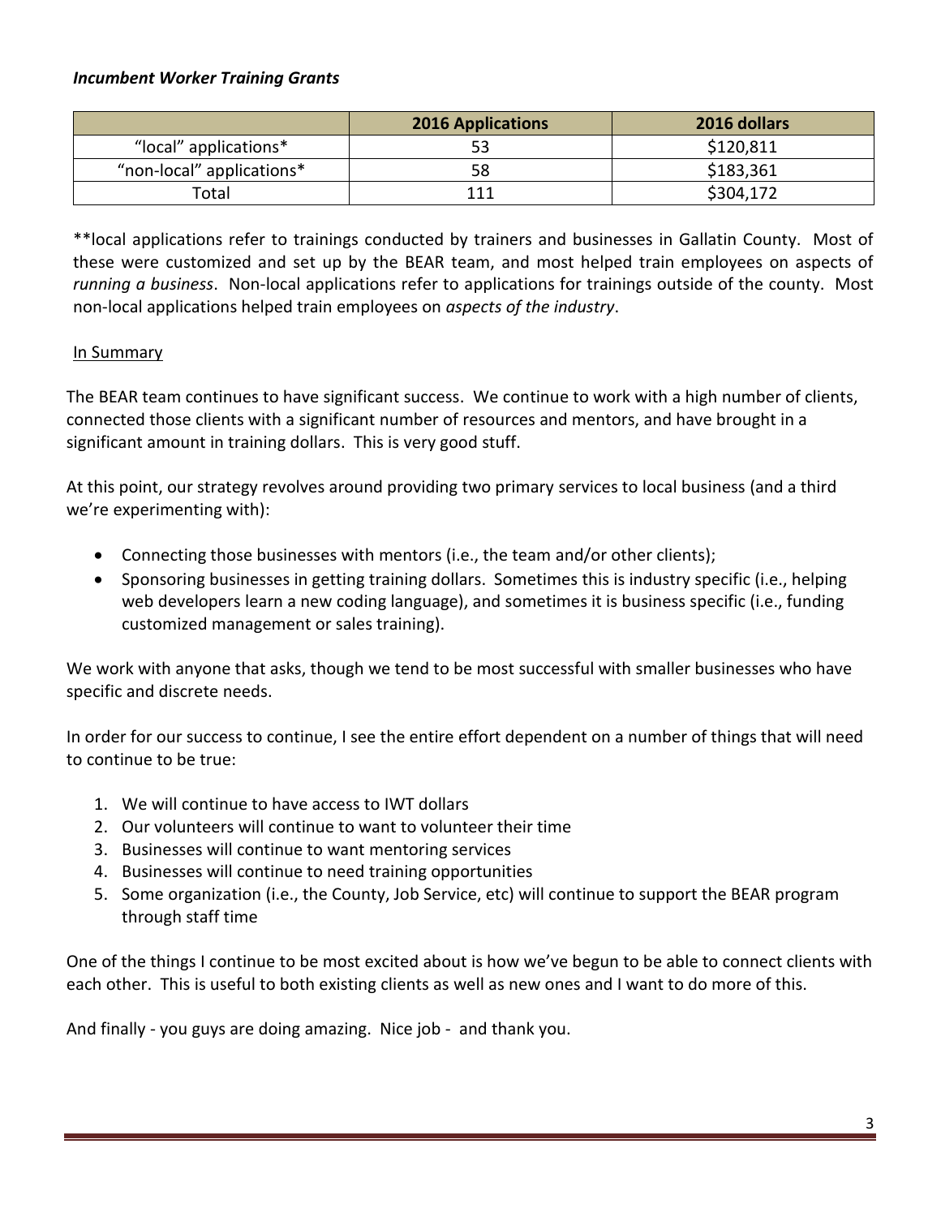***Incumbent Worker Training Grants***

| | 2016 Applications | 2016 dollars |
|---|---|---|
| "local" applications* | 53 | $120,811 |
| "non-local" applications* | 58 | $183,361 |
| Total | 111 | $304,172 |

**local applications refer to trainings conducted by trainers and businesses in Gallatin County. Most of these were customized and set up by the BEAR team, and most helped train employees on aspects of *running a business*. Non-local applications refer to applications for trainings outside of the county. Most non-local applications helped train employees on *aspects of the industry*.

<u>In Summary</u>

The BEAR team continues to have significant success. We continue to work with a high number of clients, connected those clients with a significant number of resources and mentors, and have brought in a significant amount in training dollars. This is very good stuff.

At this point, our strategy revolves around providing two primary services to local business (and a third we're experimenting with):

- Connecting those businesses with mentors (i.e., the team and/or other clients);
- Sponsoring businesses in getting training dollars. Sometimes this is industry specific (i.e., helping web developers learn a new coding language), and sometimes it is business specific (i.e., funding customized management or sales training).

We work with anyone that asks, though we tend to be most successful with smaller businesses who have specific and discrete needs.

In order for our success to continue, I see the entire effort dependent on a number of things that will need to continue to be true:

1. We will continue to have access to IWT dollars
2. Our volunteers will continue to want to volunteer their time
3. Businesses will continue to want mentoring services
4. Businesses will continue to need training opportunities
5. Some organization (i.e., the County, Job Service, etc) will continue to support the BEAR program through staff time

One of the things I continue to be most excited about is how we've begun to be able to connect clients with each other. This is useful to both existing clients as well as new ones and I want to do more of this.

And finally - you guys are doing amazing. Nice job - and thank you.